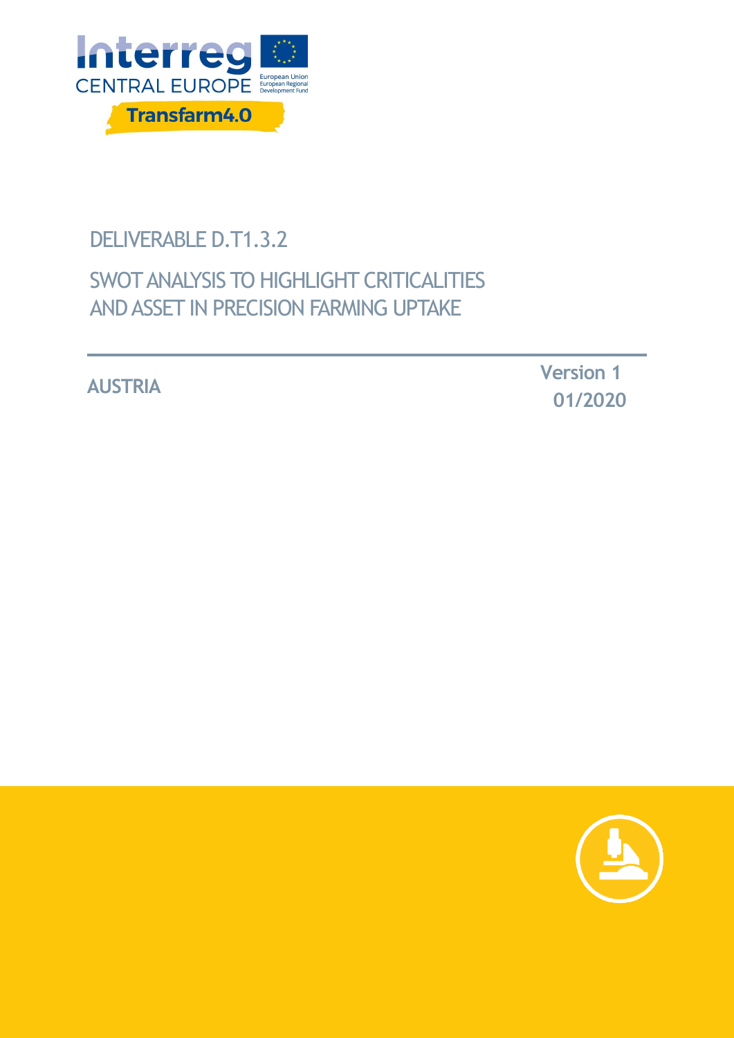Interreg CENTRAL EUROPE

European Union
European Regional Development Fund

Transfarm4.0

# DELIVERABLE D.T1.3.2

## SWOT ANALYSIS TO HIGHLIGHT CRITICALITIES AND ASSET IN PRECISION FARMING UPTAKE

**AUSTRIA**

**Version 1**
**01/2020**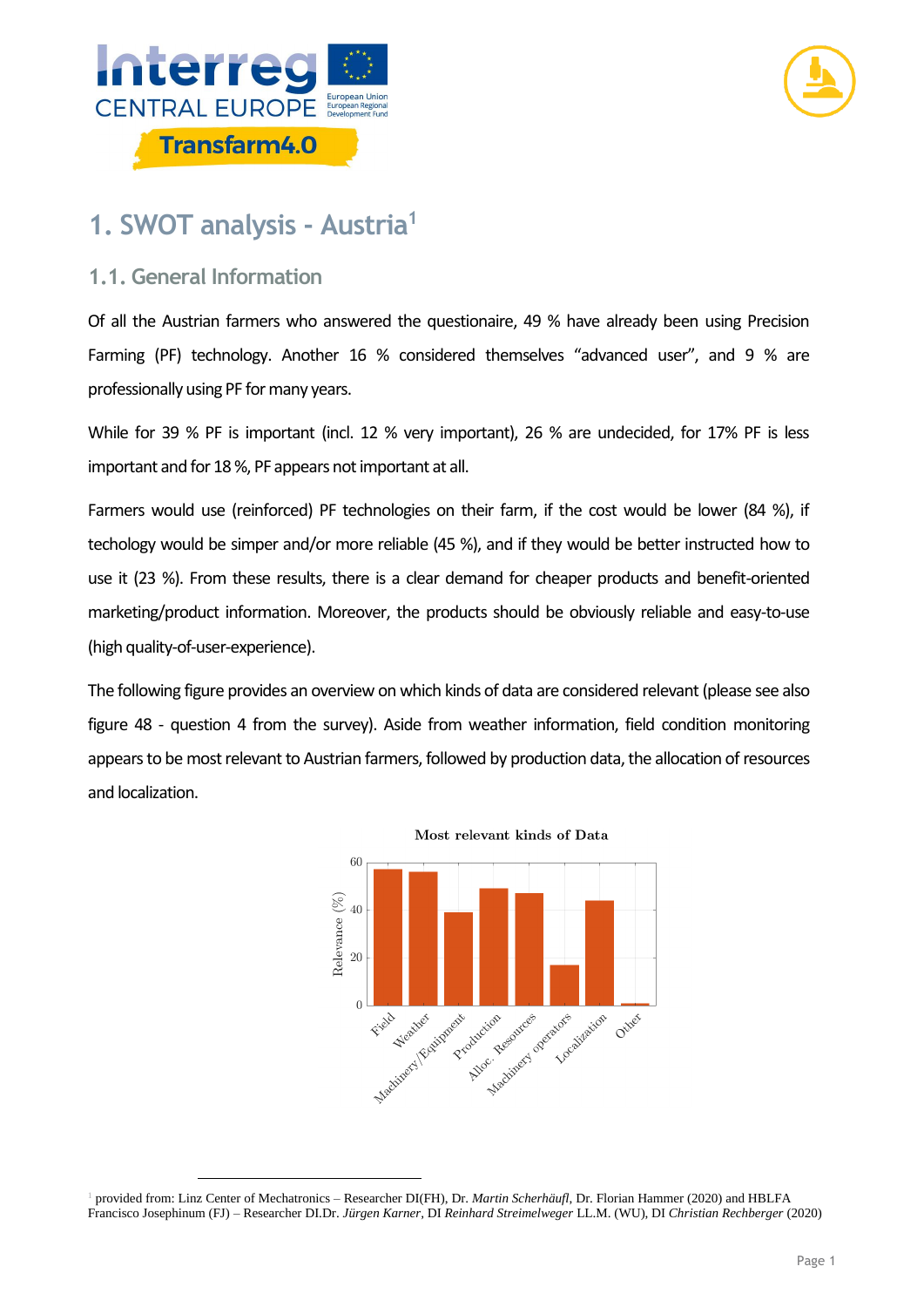# 1. SWOT analysis - Austria[1]

## 1.1. General Information

Of all the Austrian farmers who answered the questionaire, 49 % have already been using Precision Farming (PF) technology. Another 16 % considered themselves "advanced user", and 9 % are professionally using PF for many years.

While for 39 % PF is important (incl. 12 % very important), 26 % are undecided, for 17% PF is less important and for 18 %, PF appears not important at all.

Farmers would use (reinforced) PF technologies on their farm, if the cost would be lower (84 %), if techology would be simper and/or more reliable (45 %), and if they would be better instructed how to use it (23 %). From these results, there is a clear demand for cheaper products and benefit-oriented marketing/product information. Moreover, the products should be obviously reliable and easy-to-use (high quality-of-user-experience).

The following figure provides an overview on which kinds of data are considered relevant (please see also figure 48 - question 4 from the survey). Aside from weather information, field condition monitoring appears to be most relevant to Austrian farmers, followed by production data, the allocation of resources and localization.

Most relevant kinds of Data

| Kind of Data | Relevance (%) (approx.) |
| --- | --- |
| Field | 57 |
| Weather | 56 |
| Machinery/Equipment | 39 |
| Production | 49 |
| Alloc. Resources | 47 |
| Machinery operators | 17 |
| Localization | 44 |
| Other | 1 |

[1] provided from: Linz Center of Mechatronics – Researcher DI(FH), Dr. *Martin Scherhäufl*, Dr. Florian Hammer (2020) and HBLFA Francisco Josephinum (FJ) – Researcher DI.Dr. *Jürgen Karner*, DI *Reinhard Streimelweger* LL.M. (WU), DI *Christian Rechberger* (2020)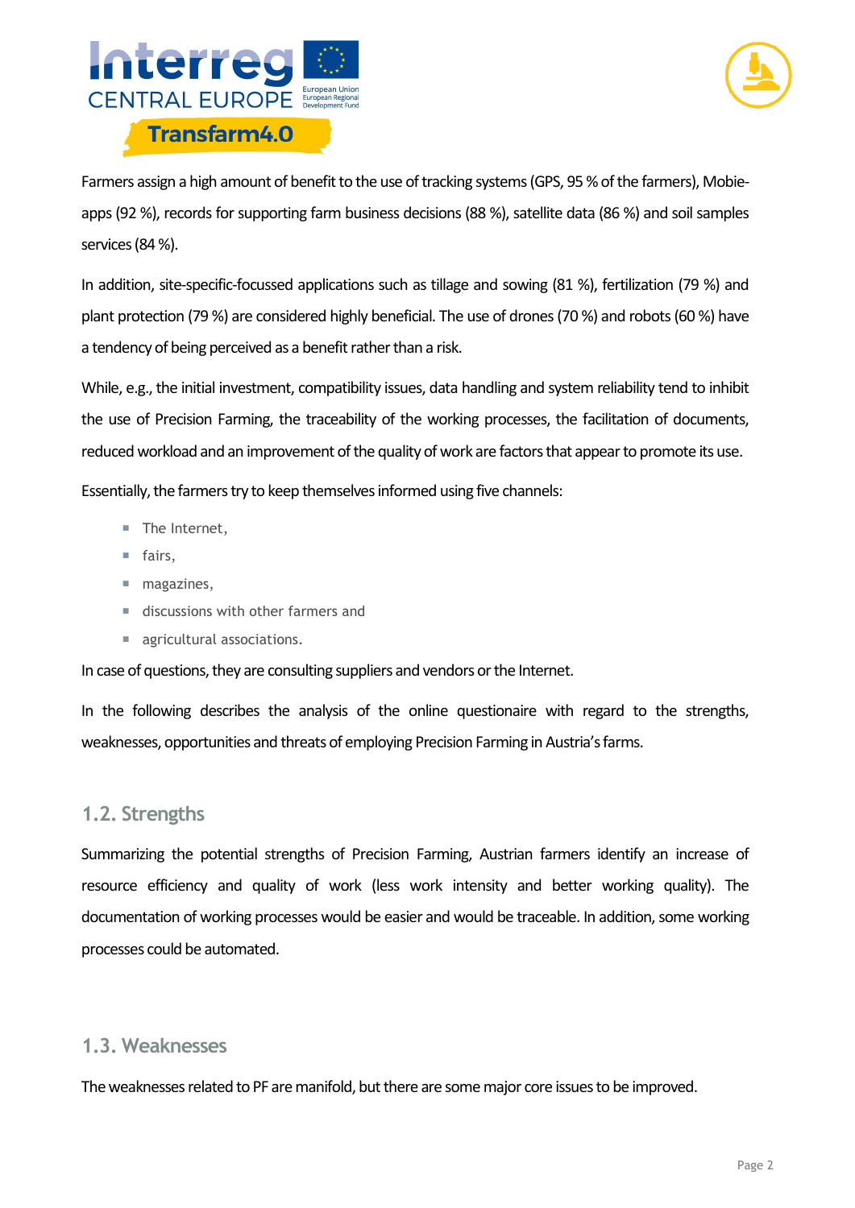Farmers assign a high amount of benefit to the use of tracking systems (GPS, 95 % of the farmers), Mobie-apps (92 %), records for supporting farm business decisions (88 %), satellite data (86 %) and soil samples services (84 %).

In addition, site-specific-focussed applications such as tillage and sowing (81 %), fertilization (79 %) and plant protection (79 %) are considered highly beneficial. The use of drones (70 %) and robots (60 %) have a tendency of being perceived as a benefit rather than a risk.

While, e.g., the initial investment, compatibility issues, data handling and system reliability tend to inhibit the use of Precision Farming, the traceability of the working processes, the facilitation of documents, reduced workload and an improvement of the quality of work are factors that appear to promote its use.

Essentially, the farmers try to keep themselves informed using five channels:

- The Internet,
- fairs,
- magazines,
- discussions with other farmers and
- agricultural associations.

In case of questions, they are consulting suppliers and vendors or the Internet.

In the following describes the analysis of the online questionaire with regard to the strengths, weaknesses, opportunities and threats of employing Precision Farming in Austria's farms.

## 1.2. Strengths

Summarizing the potential strengths of Precision Farming, Austrian farmers identify an increase of resource efficiency and quality of work (less work intensity and better working quality). The documentation of working processes would be easier and would be traceable. In addition, some working processes could be automated.

## 1.3. Weaknesses

The weaknesses related to PF are manifold, but there are some major core issues to be improved.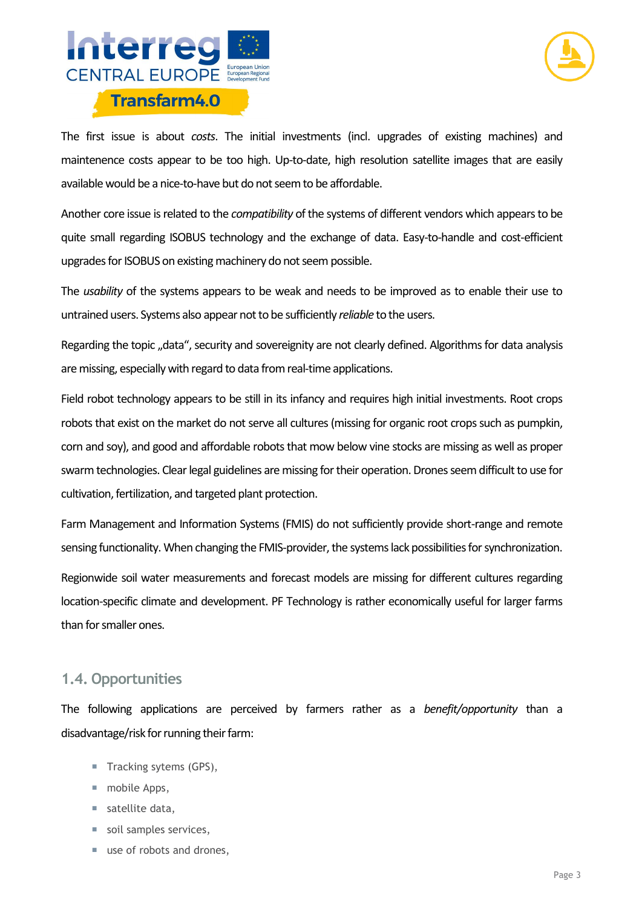The first issue is about *costs*. The initial investments (incl. upgrades of existing machines) and maintenence costs appear to be too high. Up-to-date, high resolution satellite images that are easily available would be a nice-to-have but do not seem to be affordable.

Another core issue is related to the *compatibility* of the systems of different vendors which appears to be quite small regarding ISOBUS technology and the exchange of data. Easy-to-handle and cost-efficient upgrades for ISOBUS on existing machinery do not seem possible.

The *usability* of the systems appears to be weak and needs to be improved as to enable their use to untrained users. Systems also appear not to be sufficiently *reliable* to the users.

Regarding the topic „data", security and sovereignity are not clearly defined. Algorithms for data analysis are missing, especially with regard to data from real-time applications.

Field robot technology appears to be still in its infancy and requires high initial investments. Root crops robots that exist on the market do not serve all cultures (missing for organic root crops such as pumpkin, corn and soy), and good and affordable robots that mow below vine stocks are missing as well as proper swarm technologies. Clear legal guidelines are missing for their operation. Drones seem difficult to use for cultivation, fertilization, and targeted plant protection.

Farm Management and Information Systems (FMIS) do not sufficiently provide short-range and remote sensing functionality. When changing the FMIS-provider, the systems lack possibilities for synchronization.

Regionwide soil water measurements and forecast models are missing for different cultures regarding location-specific climate and development. PF Technology is rather economically useful for larger farms than for smaller ones.

## 1.4. Opportunities

The following applications are perceived by farmers rather as a *benefit/opportunity* than a disadvantage/risk for running their farm:

- Tracking sytems (GPS),
- mobile Apps,
- satellite data,
- soil samples services,
- use of robots and drones,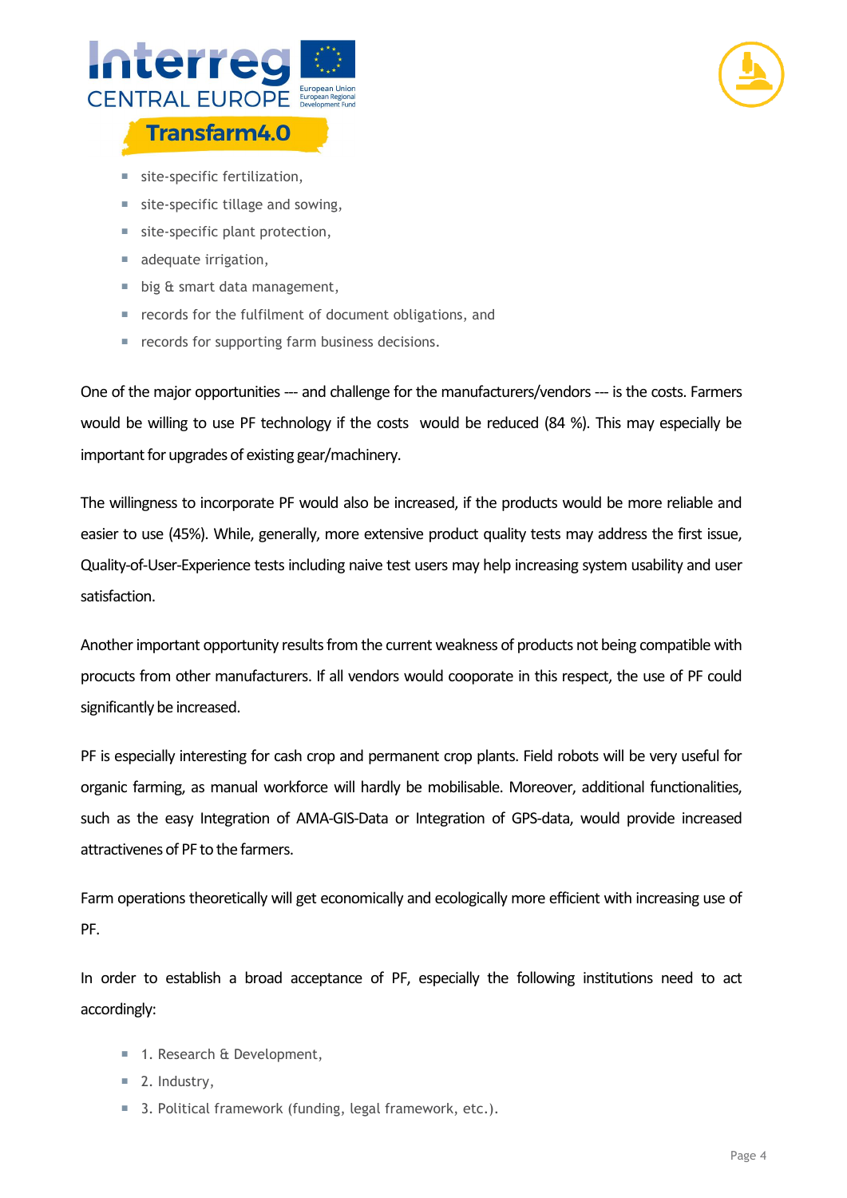- site-specific fertilization,
- site-specific tillage and sowing,
- site-specific plant protection,
- adequate irrigation,
- big & smart data management,
- records for the fulfilment of document obligations, and
- records for supporting farm business decisions.

One of the major opportunities --- and challenge for the manufacturers/vendors --- is the costs. Farmers would be willing to use PF technology if the costs would be reduced (84 %). This may especially be important for upgrades of existing gear/machinery.

The willingness to incorporate PF would also be increased, if the products would be more reliable and easier to use (45%). While, generally, more extensive product quality tests may address the first issue, Quality-of-User-Experience tests including naive test users may help increasing system usability and user satisfaction.

Another important opportunity results from the current weakness of products not being compatible with procucts from other manufacturers. If all vendors would cooperate in this respect, the use of PF could significantly be increased.

PF is especially interesting for cash crop and permanent crop plants. Field robots will be very useful for organic farming, as manual workforce will hardly be mobilisable. Moreover, additional functionalities, such as the easy Integration of AMA-GIS-Data or Integration of GPS-data, would provide increased attractivenes of PF to the farmers.

Farm operations theoretically will get economically and ecologically more efficient with increasing use of PF.

In order to establish a broad acceptance of PF, especially the following institutions need to act accordingly:

- 1. Research & Development,
- 2. Industry,
- 3. Political framework (funding, legal framework, etc.).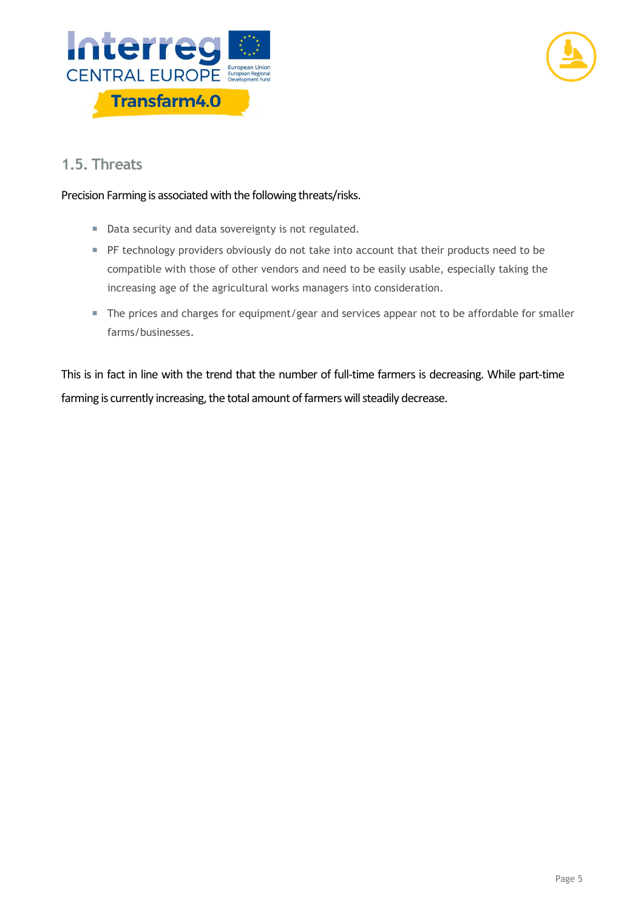## 1.5. Threats

Precision Farming is associated with the following threats/risks.

- Data security and data sovereignty is not regulated.
- PF technology providers obviously do not take into account that their products need to be compatible with those of other vendors and need to be easily usable, especially taking the increasing age of the agricultural works managers into consideration.
- The prices and charges for equipment/gear and services appear not to be affordable for smaller farms/businesses.

This is in fact in line with the trend that the number of full-time farmers is decreasing. While part-time farming is currently increasing, the total amount of farmers will steadily decrease.